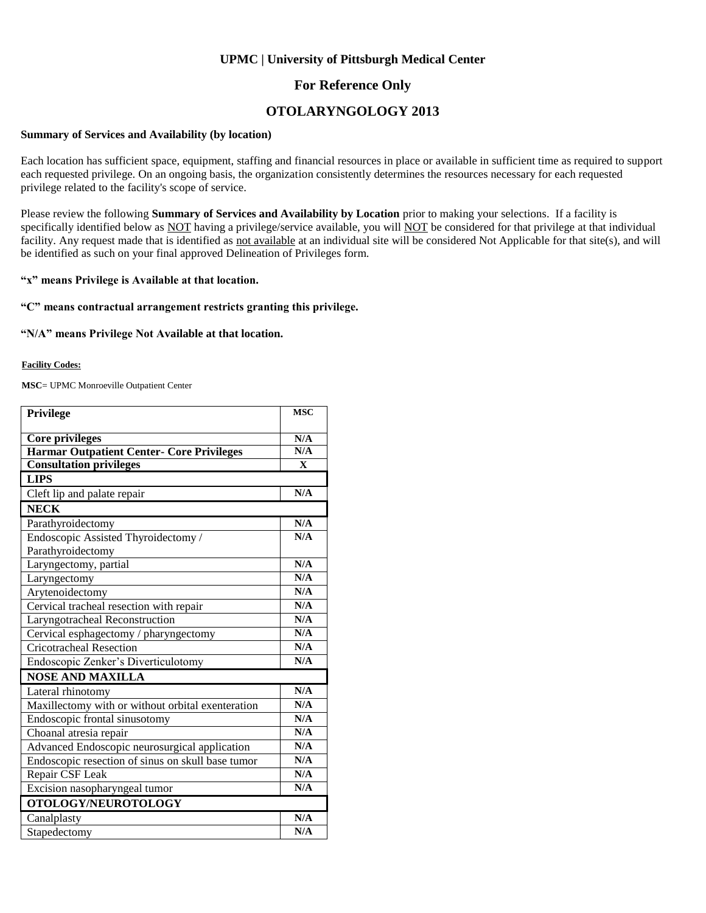# UPMC | University of Pittsburgh Medical Center

## For Reference Only

## OTOLARYNGOLOGY 2013

**Summary of Services and Availability (by location)**

Each location has sufficient space, equipment, staffing and financial resources in place or available in sufficient time as required to support each requested privilege. On an ongoing basis, the organization consistently determines the resources necessary for each requested privilege related to the facility's scope of service.

Please review the following **Summary of Services and Availability by Location** prior to making your selections. If a facility is specifically identified below as NOT having a privilege/service available, you will NOT be considered for that privilege at that individual facility. Any request made that is identified as not available at an individual site will be considered Not Applicable for that site(s), and will be identified as such on your final approved Delineation of Privileges form.

**"x" means Privilege is Available at that location.**

**"C" means contractual arrangement restricts granting this privilege.**

**"N/A" means Privilege Not Available at that location.**

**Facility Codes:**

**MSC**= UPMC Monroeville Outpatient Center

| Privilege | MSC |
|---|---|
| **Core privileges** | N/A |
| **Harmar Outpatient Center- Core Privileges** | N/A |
| **Consultation privileges** | X |
| **LIPS** | |
| Cleft lip and palate repair | N/A |
| **NECK** | |
| Parathyroidectomy | N/A |
| Endoscopic Assisted Thyroidectomy / Parathyroidectomy | N/A |
| Laryngectomy, partial | N/A |
| Laryngectomy | N/A |
| Arytenoidectomy | N/A |
| Cervical tracheal resection with repair | N/A |
| Laryngotracheal Reconstruction | N/A |
| Cervical esphagectomy / pharyngectomy | N/A |
| Cricotracheal Resection | N/A |
| Endoscopic Zenker's Diverticulotomy | N/A |
| **NOSE AND MAXILLA** | |
| Lateral rhinotomy | N/A |
| Maxillectomy with or without orbital exenteration | N/A |
| Endoscopic frontal sinusotomy | N/A |
| Choanal atresia repair | N/A |
| Advanced Endoscopic neurosurgical application | N/A |
| Endoscopic resection of sinus on skull base tumor | N/A |
| Repair CSF Leak | N/A |
| Excision nasopharyngeal tumor | N/A |
| **OTOLOGY/NEUROTOLOGY** | |
| Canalplasty | N/A |
| Stapedectomy | N/A |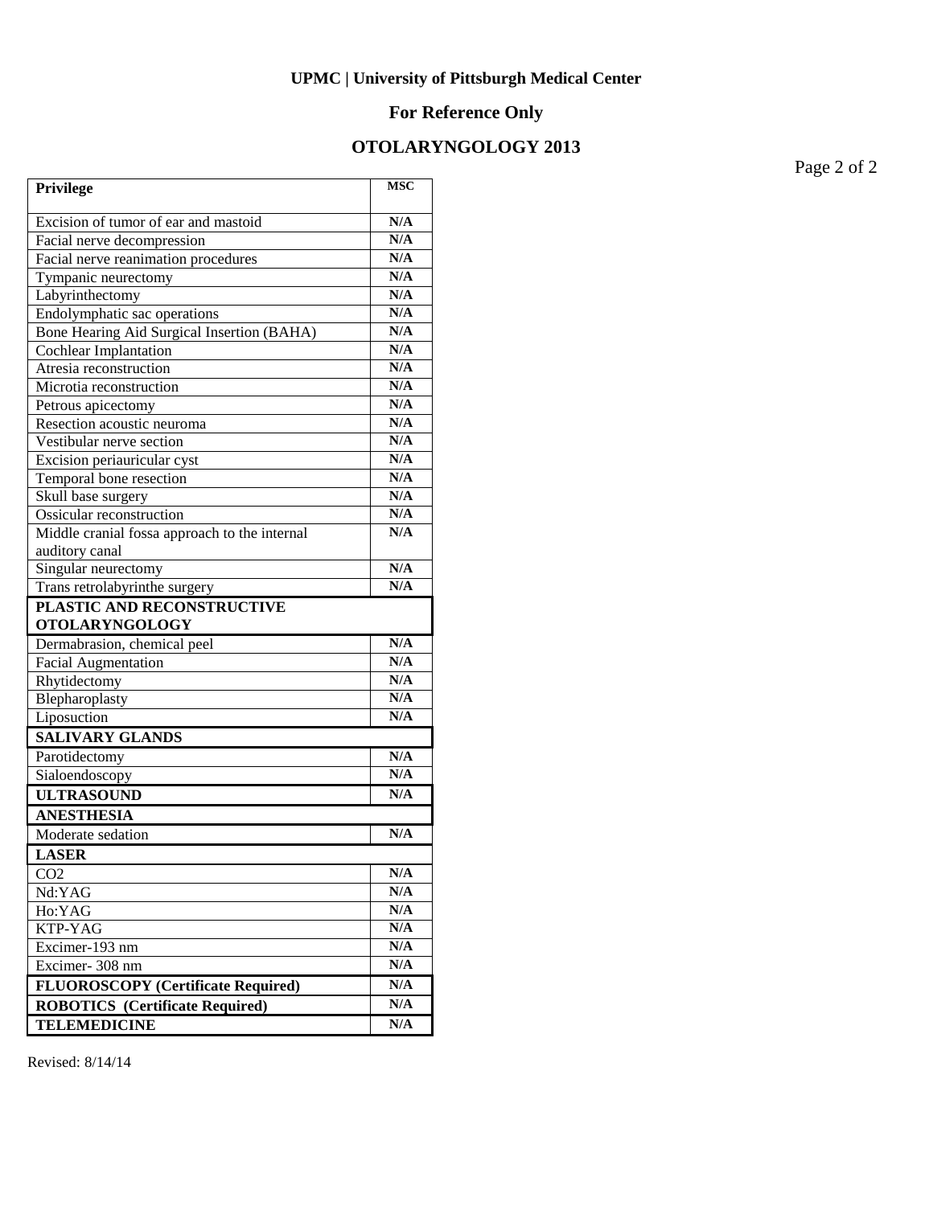**UPMC | University of Pittsburgh Medical Center**

## For Reference Only

## OTOLARYNGOLOGY 2013

| Privilege | MSC |
|---|---|
| Excision of tumor of ear and mastoid | N/A |
| Facial nerve decompression | N/A |
| Facial nerve reanimation procedures | N/A |
| Tympanic neurectomy | N/A |
| Labyrinthectomy | N/A |
| Endolymphatic sac operations | N/A |
| Bone Hearing Aid Surgical Insertion (BAHA) | N/A |
| Cochlear Implantation | N/A |
| Atresia reconstruction | N/A |
| Microtia reconstruction | N/A |
| Petrous apicectomy | N/A |
| Resection acoustic neuroma | N/A |
| Vestibular nerve section | N/A |
| Excision periauricular cyst | N/A |
| Temporal bone resection | N/A |
| Skull base surgery | N/A |
| Ossicular reconstruction | N/A |
| Middle cranial fossa approach to the internal auditory canal | N/A |
| Singular neurectomy | N/A |
| Trans retrolabyrinthe surgery | N/A |
| **PLASTIC AND RECONSTRUCTIVE OTOLARYNGOLOGY** | |
| Dermabrasion, chemical peel | N/A |
| Facial Augmentation | N/A |
| Rhytidectomy | N/A |
| Blepharoplasty | N/A |
| Liposuction | N/A |
| **SALIVARY GLANDS** | |
| Parotidectomy | N/A |
| Sialoendoscopy | N/A |
| **ULTRASOUND** | N/A |
| **ANESTHESIA** | |
| Moderate sedation | N/A |
| **LASER** | |
| $CO_2$ | N/A |
| Nd:YAG | N/A |
| Ho:YAG | N/A |
| KTP-YAG | N/A |
| Excimer-193 nm | N/A |
| Excimer- 308 nm | N/A |
| **FLUOROSCOPY (Certificate Required)** | N/A |
| **ROBOTICS (Certificate Required)** | N/A |
| **TELEMEDICINE** | N/A |

Revised: 8/14/14